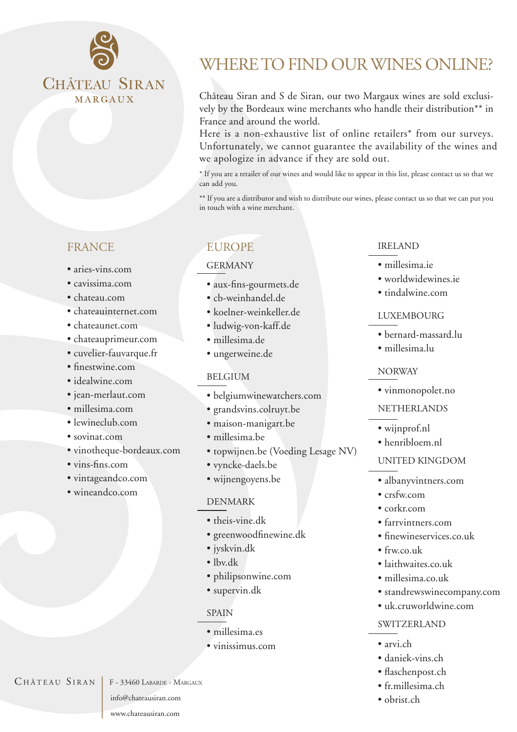# Château Siran

MARGAUX

# WHERE TO FIND OUR WINES ONLINE?

Château Siran and S de Siran, our two Margaux wines are sold exclusively by the Bordeaux wine merchants who handle their distribution** in France and around the world.
Here is a non-exhaustive list of online retailers* from our surveys. Unfortunately, we cannot guarantee the availability of the wines and we apologize in advance if they are sold out.

* If you are a retailer of our wines and would like to appear in this list, please contact us so that we can add you.

** If you are a distributor and wish to distribute our wines, please contact us so that we can put you in touch with a wine merchant.

## FRANCE

- aries-vins.com
- cavissima.com
- chateau.com
- chateauinternet.com
- chateaunet.com
- chateauprimeur.com
- cuvelier-fauvarque.fr
- finestwine.com
- idealwine.com
- jean-merlaut.com
- millesima.com
- lewineclub.com
- sovinat.com
- vinotheque-bordeaux.com
- vins-fins.com
- vintageandco.com
- wineandco.com

## EUROPE

### GERMANY

- aux-fins-gourmets.de
- cb-weinhandel.de
- koelner-weinkeller.de
- ludwig-von-kaff.de
- millesima.de
- ungerweine.de

### BELGIUM

- belgiumwinewatchers.com
- grandsvins.colruyt.be
- maison-manigart.be
- millesima.be
- topwijnen.be (Voeding Lesage NV)
- vyncke-daels.be
- wijnengoyens.be

### DENMARK

- theis-vine.dk
- greenwoodfinewine.dk
- jyskvin.dk
- lbv.dk
- philipsonwine.com
- supervin.dk

### SPAIN

- millesima.es
- vinissimus.com

### IRELAND

- millesima.ie
- worldwidewines.ie
- tindalwine.com

### LUXEMBOURG

- bernard-massard.lu
- millesima.lu

### NORWAY

- vinmonopolet.no

### NETHERLANDS

- wijnprof.nl
- henribloem.nl

### UNITED KINGDOM

- albanyvintners.com
- crsfw.com
- corkr.com
- farrvintners.com
- finewineservices.co.uk
- frw.co.uk
- laithwaites.co.uk
- millesima.co.uk
- standrewswinecompany.com
- uk.cruworldwine.com

### SWITZERLAND

- arvi.ch
- daniek-vins.ch
- flaschenpost.ch
- fr.millesima.ch
- obrist.ch

Château Siran | F - 33460 Labarde - Margaux
info@chateausiran.com
www.chateausiran.com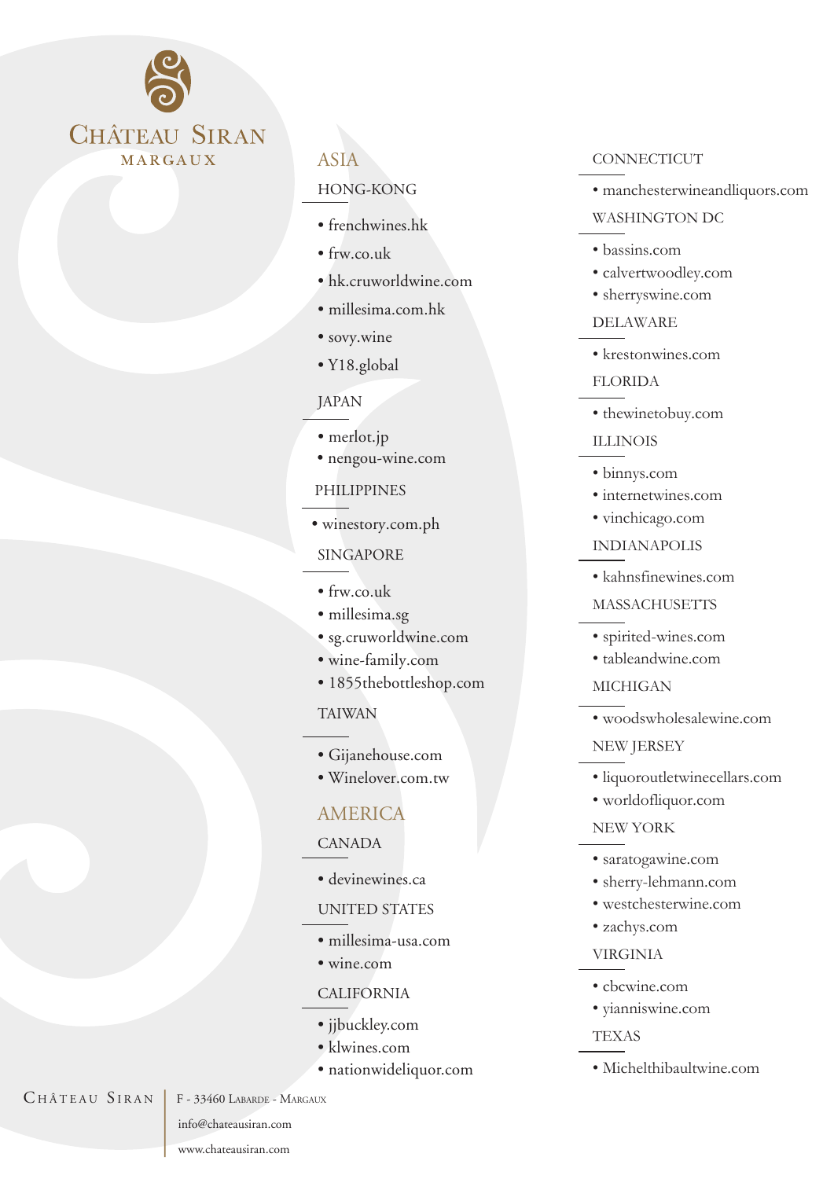# Château Siran

MARGAUX

## ASIA

### HONG-KONG

- frenchwines.hk
- frw.co.uk
- hk.cruworldwine.com
- millesima.com.hk
- sovy.wine
- Y18.global

### JAPAN

- merlot.jp
- nengou-wine.com

### PHILIPPINES

- winestory.com.ph

### SINGAPORE

- frw.co.uk
- millesima.sg
- sg.cruworldwine.com
- wine-family.com
- 1855thebottleshop.com

### TAIWAN

- Gijanehouse.com
- Winelover.com.tw

## AMERICA

### CANADA

- devinewines.ca

### UNITED STATES

- millesima-usa.com
- wine.com

### CALIFORNIA

- jjbuckley.com
- klwines.com
- nationwideliquor.com

### CONNECTICUT

- manchesterwineandliquors.com

### WASHINGTON DC

- bassins.com
- calvertwoodley.com
- sherryswine.com

### DELAWARE

- krestonwines.com

### FLORIDA

- thewinetobuy.com

### ILLINOIS

- binnys.com
- internetwines.com
- vinchicago.com

### INDIANAPOLIS

- kahnsfinewines.com

### MASSACHUSETTS

- spirited-wines.com
- tableandwine.com

### MICHIGAN

- woodswholesalewine.com

### NEW JERSEY

- liquoroutletwinecellars.com
- worldofliquor.com

### NEW YORK

- saratogawine.com
- sherry-lehmann.com
- westchesterwine.com
- zachys.com

### VIRGINIA

- cbcwine.com
- yianniswine.com

### TEXAS

- Michelthibaultwine.com

Château Siran | F - 33460 Labarde - Margaux

info@chateausiran.com

www.chateausiran.com